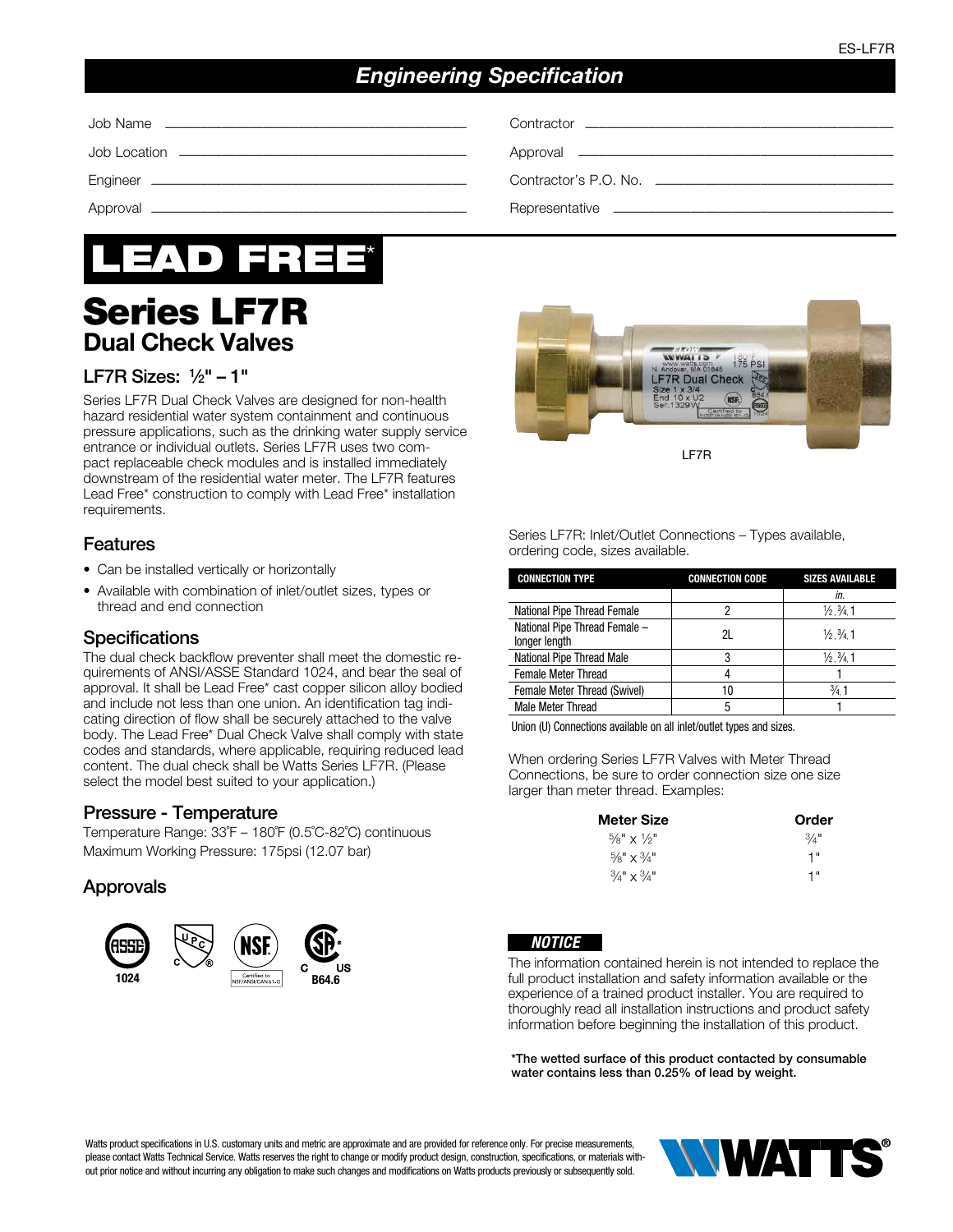# Engineering Specification

Job Name ______________________________

Job Location ______________________________

Engineer ______________________________

Approval ______________________________

Contractor ______________________________

Approval ______________________________

Contractor's P.O. No. ______________________________

Representative ______________________________

# LEAD FREE*

# Series LF7R

## Dual Check Valves

### LF7R Sizes: ½" – 1"

Series LF7R Dual Check Valves are designed for non-health hazard residential water system containment and continuous pressure applications, such as the drinking water supply service entrance or individual outlets. Series LF7R uses two compact replaceable check modules and is installed immediately downstream of the residential water meter. The LF7R features Lead Free* construction to comply with Lead Free* installation requirements.

LF7R

### Features

- Can be installed vertically or horizontally
- Available with combination of inlet/outlet sizes, types or thread and end connection

### Specifications

The dual check backflow preventer shall meet the domestic requirements of ANSI/ASSE Standard 1024, and bear the seal of approval. It shall be Lead Free* cast copper silicon alloy bodied and include not less than one union. An identification tag indicating direction of flow shall be securely attached to the valve body. The Lead Free* Dual Check Valve shall comply with state codes and standards, where applicable, requiring reduced lead content. The dual check shall be Watts Series LF7R. (Please select the model best suited to your application.)

### Pressure - Temperature

Temperature Range: 33˚F – 180˚F (0.5˚C-82˚C) continuous

Maximum Working Pressure: 175psi (12.07 bar)

### Approvals

ASSE 1024, UPC, NSF Certified to NSF/ANSI/CAN 61-G, CSA C US B64.6

Series LF7R: Inlet/Outlet Connections – Types available, ordering code, sizes available.

| CONNECTION TYPE | CONNECTION CODE | SIZES AVAILABLE |
|---|---|---|
| | | *in.* |
| National Pipe Thread Female | 2 | ½, ¾, 1 |
| National Pipe Thread Female – longer length | 2L | ½, ¾, 1 |
| National Pipe Thread Male | 3 | ½, ¾, 1 |
| Female Meter Thread | 4 | 1 |
| Female Meter Thread (Swivel) | 10 | ¾, 1 |
| Male Meter Thread | 5 | 1 |

Union (U) Connections available on all inlet/outlet types and sizes.

When ordering Series LF7R Valves with Meter Thread Connections, be sure to order connection size one size larger than meter thread. Examples:

| Meter Size | Order |
|---|---|
| ⅝" x ½" | ¾" |
| ⅝" x ¾" | 1" |
| ¾" x ¾" | 1" |

***NOTICE***

The information contained herein is not intended to replace the full product installation and safety information available or the experience of a trained product installer. You are required to thoroughly read all installation instructions and product safety information before beginning the installation of this product.

**\*The wetted surface of this product contacted by consumable water contains less than 0.25% of lead by weight.**

Watts product specifications in U.S. customary units and metric are approximate and are provided for reference only. For precise measurements, please contact Watts Technical Service. Watts reserves the right to change or modify product design, construction, specifications, or materials without prior notice and without incurring any obligation to make such changes and modifications on Watts products previously or subsequently sold.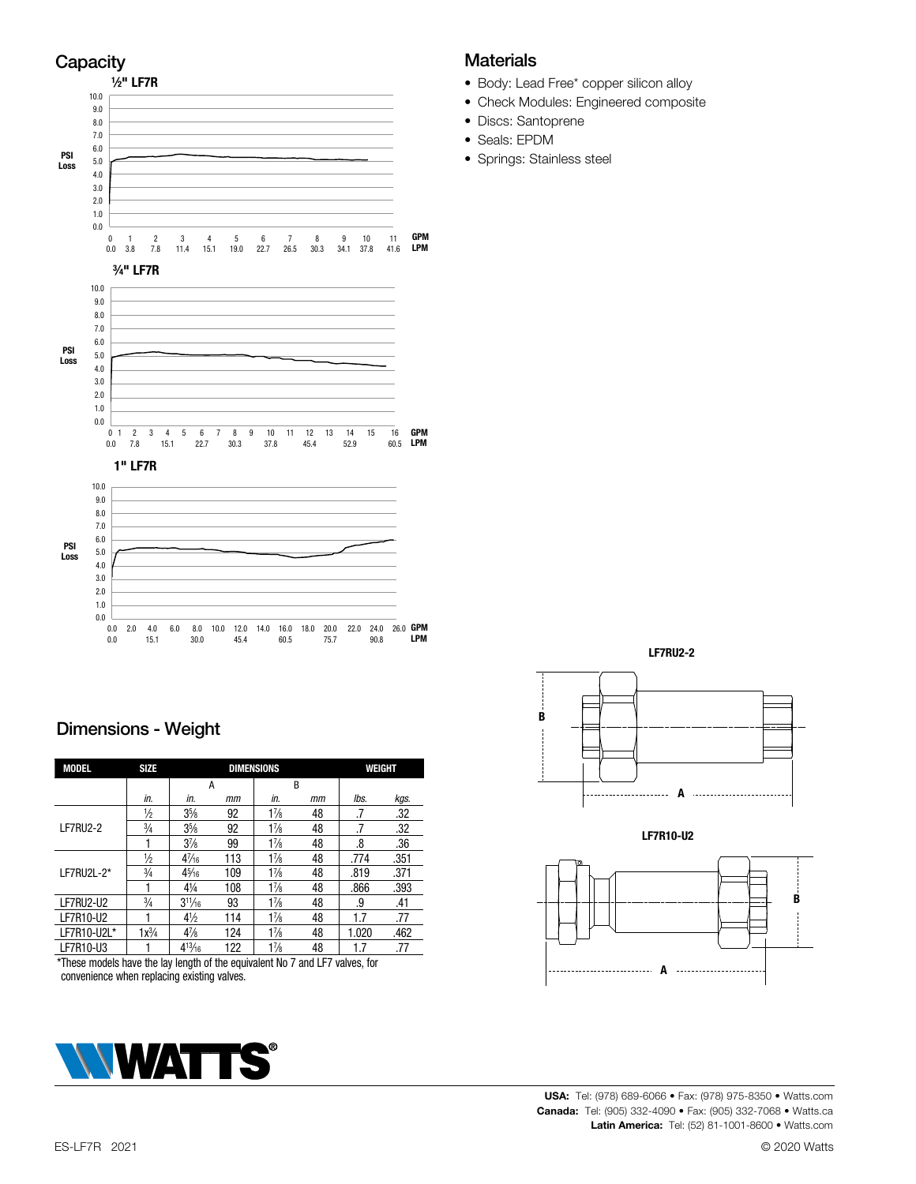## Capacity

½" LF7R

PSI Loss

10.0
9.0
8.0
7.0
6.0
5.0
4.0
3.0
2.0
1.0
0.0

0 1 2 3 4 5 6 7 8 9 10 11 GPM
0.0 3.8 7.8 11.4 15.1 19.0 22.7 26.5 30.3 34.1 37.8 41.6 LPM

¾" LF7R

PSI Loss

10.0
9.0
8.0
7.0
6.0
5.0
4.0
3.0
2.0
1.0
0.0

0 1 2 3 4 5 6 7 8 9 10 11 12 13 14 15 16 GPM
0.0 7.8 15.1 22.7 30.3 37.8 45.4 52.9 60.5 LPM

1" LF7R

PSI Loss

10.0
9.0
8.0
7.0
6.0
5.0
4.0
3.0
2.0
1.0
0.0

0.0 2.0 4.0 6.0 8.0 10.0 12.0 14.0 16.0 18.0 20.0 22.0 24.0 26.0 GPM
0.0 15.1 30.0 45.4 60.5 75.7 90.8 LPM

## Materials

- Body: Lead Free* copper silicon alloy
- Check Modules: Engineered composite
- Discs: Santoprene
- Seals: EPDM
- Springs: Stainless steel

## Dimensions - Weight

| MODEL | SIZE | DIMENSIONS | | | | WEIGHT | |
|---|---|---|---|---|---|---|---|
| | | A | | B | | | |
| | *in.* | *in.* | *mm* | *in.* | *mm* | *lbs.* | *kgs.* |
| LF7RU2-2 | ½ | 3⅝ | 92 | 1⅞ | 48 | .7 | .32 |
| | ¾ | 3⅝ | 92 | 1⅞ | 48 | .7 | .32 |
| | 1 | 3⅞ | 99 | 1⅞ | 48 | .8 | .36 |
| LF7RU2L-2* | ½ | 4⁷⁄₁₆ | 113 | 1⅞ | 48 | .774 | .351 |
| | ¾ | 4⁵⁄₁₆ | 109 | 1⅞ | 48 | .819 | .371 |
| | 1 | 4¼ | 108 | 1⅞ | 48 | .866 | .393 |
| LF7RU2-U2 | ¾ | 3¹¹⁄₁₆ | 93 | 1⅞ | 48 | .9 | .41 |
| LF7R10-U2 | 1 | 4½ | 114 | 1⅞ | 48 | 1.7 | .77 |
| LF7R10-U2L* | 1x¾ | 4⅞ | 124 | 1⅞ | 48 | 1.020 | .462 |
| LF7R10-U3 | 1 | 4¹³⁄₁₆ | 122 | 1⅞ | 48 | 1.7 | .77 |

*These models have the lay length of the equivalent No 7 and LF7 valves, for convenience when replacing existing valves.

LF7RU2-2

B

A

LF7R10-U2

B

A

**USA:** Tel: (978) 689-6066 • Fax: (978) 975-8350 • Watts.com
**Canada:** Tel: (905) 332-4090 • Fax: (905) 332-7068 • Watts.ca
**Latin America:** Tel: (52) 81-1001-8600 • Watts.com

ES-LF7R 2021

© 2020 Watts